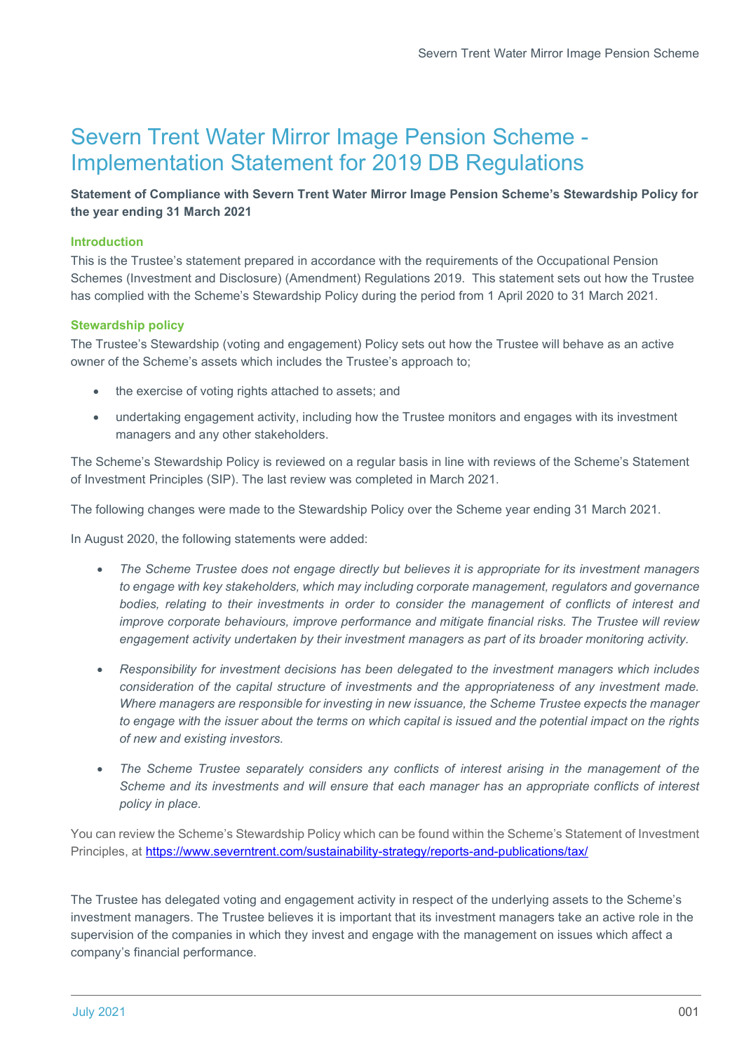# Severn Trent Water Mirror Image Pension Scheme - Implementation Statement for 2019 DB Regulations

**Statement of Compliance with Severn Trent Water Mirror Image Pension Scheme's Stewardship Policy for the year ending 31 March 2021**

### Introduction

This is the Trustee's statement prepared in accordance with the requirements of the Occupational Pension Schemes (Investment and Disclosure) (Amendment) Regulations 2019. This statement sets out how the Trustee has complied with the Scheme's Stewardship Policy during the period from 1 April 2020 to 31 March 2021.

### Stewardship policy

The Trustee's Stewardship (voting and engagement) Policy sets out how the Trustee will behave as an active owner of the Scheme's assets which includes the Trustee's approach to;

- the exercise of voting rights attached to assets; and
- undertaking engagement activity, including how the Trustee monitors and engages with its investment managers and any other stakeholders.

The Scheme's Stewardship Policy is reviewed on a regular basis in line with reviews of the Scheme's Statement of Investment Principles (SIP). The last review was completed in March 2021.

The following changes were made to the Stewardship Policy over the Scheme year ending 31 March 2021.

In August 2020, the following statements were added:

- *The Scheme Trustee does not engage directly but believes it is appropriate for its investment managers to engage with key stakeholders, which may including corporate management, regulators and governance bodies, relating to their investments in order to consider the management of conflicts of interest and improve corporate behaviours, improve performance and mitigate financial risks. The Trustee will review engagement activity undertaken by their investment managers as part of its broader monitoring activity.*
- *Responsibility for investment decisions has been delegated to the investment managers which includes consideration of the capital structure of investments and the appropriateness of any investment made. Where managers are responsible for investing in new issuance, the Scheme Trustee expects the manager to engage with the issuer about the terms on which capital is issued and the potential impact on the rights of new and existing investors.*
- *The Scheme Trustee separately considers any conflicts of interest arising in the management of the Scheme and its investments and will ensure that each manager has an appropriate conflicts of interest policy in place.*

You can review the Scheme's Stewardship Policy which can be found within the Scheme's Statement of Investment Principles, at https://www.severntrent.com/sustainability-strategy/reports-and-publications/tax/

The Trustee has delegated voting and engagement activity in respect of the underlying assets to the Scheme's investment managers. The Trustee believes it is important that its investment managers take an active role in the supervision of the companies in which they invest and engage with the management on issues which affect a company's financial performance.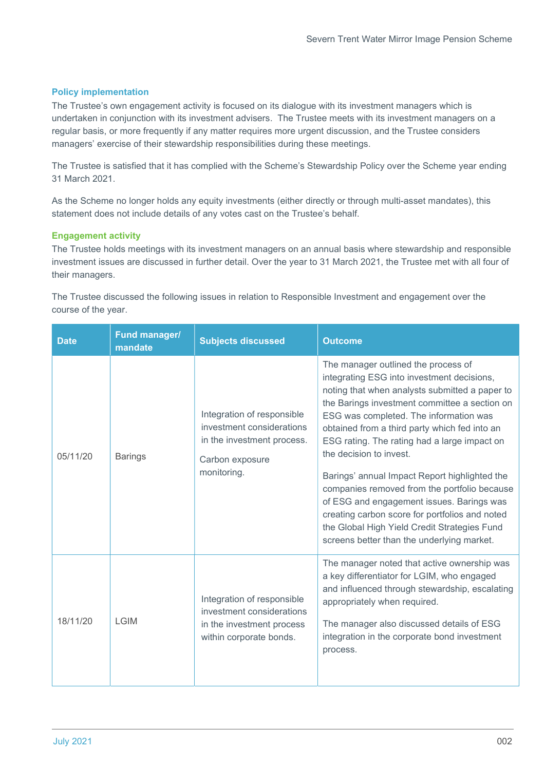### Policy implementation

The Trustee's own engagement activity is focused on its dialogue with its investment managers which is undertaken in conjunction with its investment advisers. The Trustee meets with its investment managers on a regular basis, or more frequently if any matter requires more urgent discussion, and the Trustee considers managers' exercise of their stewardship responsibilities during these meetings.

The Trustee is satisfied that it has complied with the Scheme's Stewardship Policy over the Scheme year ending 31 March 2021.

As the Scheme no longer holds any equity investments (either directly or through multi-asset mandates), this statement does not include details of any votes cast on the Trustee's behalf.

### Engagement activity

The Trustee holds meetings with its investment managers on an annual basis where stewardship and responsible investment issues are discussed in further detail. Over the year to 31 March 2021, the Trustee met with all four of their managers.

The Trustee discussed the following issues in relation to Responsible Investment and engagement over the course of the year.

| Date | Fund manager/ mandate | Subjects discussed | Outcome |
|---|---|---|---|
| 05/11/20 | Barings | Integration of responsible investment considerations in the investment process.<br><br>Carbon exposure monitoring. | The manager outlined the process of integrating ESG into investment decisions, noting that when analysts submitted a paper to the Barings investment committee a section on ESG was completed. The information was obtained from a third party which fed into an ESG rating. The rating had a large impact on the decision to invest.<br><br>Barings' annual Impact Report highlighted the companies removed from the portfolio because of ESG and engagement issues. Barings was creating carbon score for portfolios and noted the Global High Yield Credit Strategies Fund screens better than the underlying market. |
| 18/11/20 | LGIM | Integration of responsible investment considerations in the investment process within corporate bonds. | The manager noted that active ownership was a key differentiator for LGIM, who engaged and influenced through stewardship, escalating appropriately when required.<br><br>The manager also discussed details of ESG integration in the corporate bond investment process. |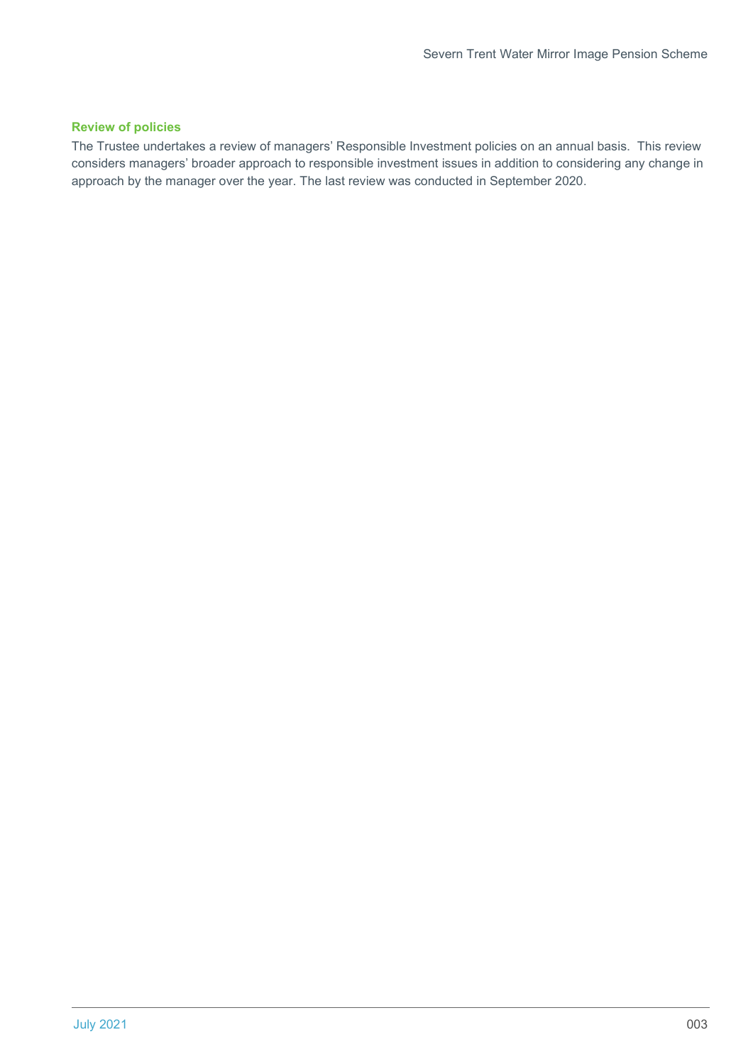### Review of policies

The Trustee undertakes a review of managers' Responsible Investment policies on an annual basis. This review considers managers' broader approach to responsible investment issues in addition to considering any change in approach by the manager over the year. The last review was conducted in September 2020.